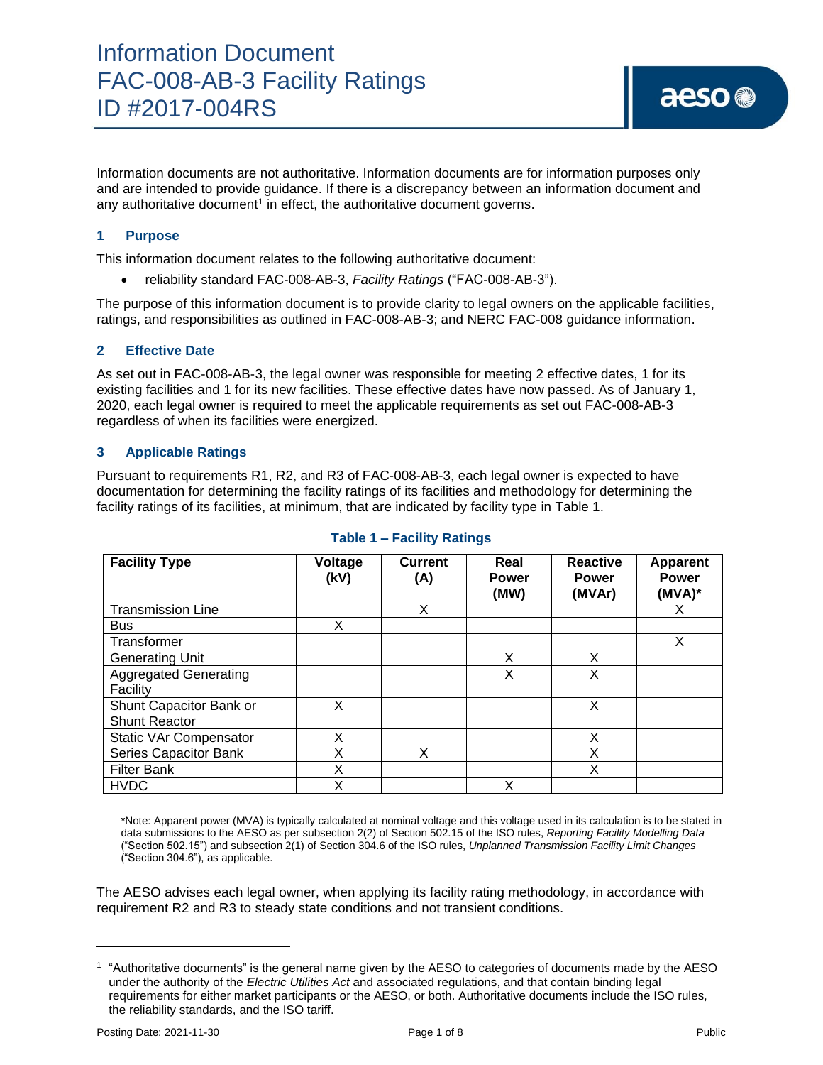# Information Document
# FAC-008-AB-3 Facility Ratings
# ID #2017-004RS

Information documents are not authoritative. Information documents are for information purposes only and are intended to provide guidance. If there is a discrepancy between an information document and any authoritative document[1] in effect, the authoritative document governs.

## 1 Purpose

This information document relates to the following authoritative document:

- reliability standard FAC-008-AB-3, *Facility Ratings* ("FAC-008-AB-3").

The purpose of this information document is to provide clarity to legal owners on the applicable facilities, ratings, and responsibilities as outlined in FAC-008-AB-3; and NERC FAC-008 guidance information.

## 2 Effective Date

As set out in FAC-008-AB-3, the legal owner was responsible for meeting 2 effective dates, 1 for its existing facilities and 1 for its new facilities. These effective dates have now passed. As of January 1, 2020, each legal owner is required to meet the applicable requirements as set out FAC-008-AB-3 regardless of when its facilities were energized.

## 3 Applicable Ratings

Pursuant to requirements R1, R2, and R3 of FAC-008-AB-3, each legal owner is expected to have documentation for determining the facility ratings of its facilities and methodology for determining the facility ratings of its facilities, at minimum, that are indicated by facility type in Table 1.

**Table 1 – Facility Ratings**

| Facility Type | Voltage (kV) | Current (A) | Real Power (MW) | Reactive Power (MVAr) | Apparent Power (MVA)* |
|---|---|---|---|---|---|
| Transmission Line | | X | | | X |
| Bus | X | | | | |
| Transformer | | | | | X |
| Generating Unit | | | X | X | |
| Aggregated Generating Facility | | | X | X | |
| Shunt Capacitor Bank or Shunt Reactor | X | | | X | |
| Static VAr Compensator | X | | | X | |
| Series Capacitor Bank | X | X | | X | |
| Filter Bank | X | | | X | |
| HVDC | X | | X | | |

*Note: Apparent power (MVA) is typically calculated at nominal voltage and this voltage used in its calculation is to be stated in data submissions to the AESO as per subsection 2(2) of Section 502.15 of the ISO rules, *Reporting Facility Modelling Data* ("Section 502.15") and subsection 2(1) of Section 304.6 of the ISO rules, *Unplanned Transmission Facility Limit Changes* ("Section 304.6"), as applicable.

The AESO advises each legal owner, when applying its facility rating methodology, in accordance with requirement R2 and R3 to steady state conditions and not transient conditions.

---

[1] "Authoritative documents" is the general name given by the AESO to categories of documents made by the AESO under the authority of the *Electric Utilities Act* and associated regulations, and that contain binding legal requirements for either market participants or the AESO, or both. Authoritative documents include the ISO rules, the reliability standards, and the ISO tariff.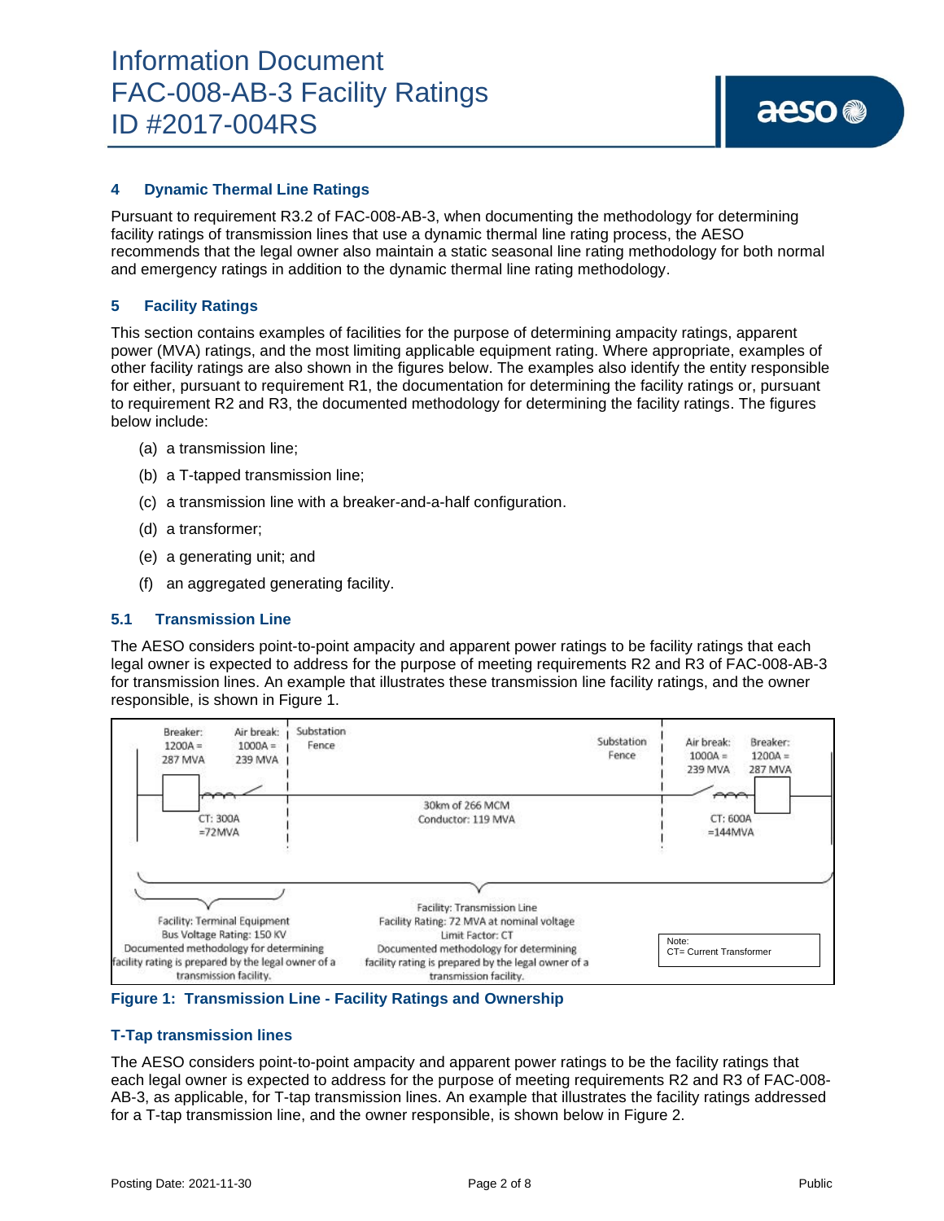## 4 Dynamic Thermal Line Ratings

Pursuant to requirement R3.2 of FAC-008-AB-3, when documenting the methodology for determining facility ratings of transmission lines that use a dynamic thermal line rating process, the AESO recommends that the legal owner also maintain a static seasonal line rating methodology for both normal and emergency ratings in addition to the dynamic thermal line rating methodology.

## 5 Facility Ratings

This section contains examples of facilities for the purpose of determining ampacity ratings, apparent power (MVA) ratings, and the most limiting applicable equipment rating. Where appropriate, examples of other facility ratings are also shown in the figures below. The examples also identify the entity responsible for either, pursuant to requirement R1, the documentation for determining the facility ratings or, pursuant to requirement R2 and R3, the documented methodology for determining the facility ratings. The figures below include:

(a) a transmission line;

(b) a T-tapped transmission line;

(c) a transmission line with a breaker-and-a-half configuration.

(d) a transformer;

(e) a generating unit; and

(f) an aggregated generating facility.

### 5.1 Transmission Line

The AESO considers point-to-point ampacity and apparent power ratings to be facility ratings that each legal owner is expected to address for the purpose of meeting requirements R2 and R3 of FAC-008-AB-3 for transmission lines. An example that illustrates these transmission line facility ratings, and the owner responsible, is shown in Figure 1.

Breaker: 1200A = 287 MVA | Air break: 1000A = 239 MVA | Substation Fence | CT: 300A =72MVA

30km of 266 MCM Conductor: 119 MVA

Substation Fence | Air break: 1000A = 239 MVA | Breaker: 1200A = 287 MVA | CT: 600A =144MVA

Facility: Terminal Equipment
Bus Voltage Rating: 150 KV
Documented methodology for determining facility rating is prepared by the legal owner of a transmission facility.

Facility: Transmission Line
Facility Rating: 72 MVA at nominal voltage
Limit Factor: CT
Documented methodology for determining facility rating is prepared by the legal owner of a transmission facility.

Note:
CT= Current Transformer

**Figure 1: Transmission Line - Facility Ratings and Ownership**

### T-Tap transmission lines

The AESO considers point-to-point ampacity and apparent power ratings to be the facility ratings that each legal owner is expected to address for the purpose of meeting requirements R2 and R3 of FAC-008-AB-3, as applicable, for T-tap transmission lines. An example that illustrates the facility ratings addressed for a T-tap transmission line, and the owner responsible, is shown below in Figure 2.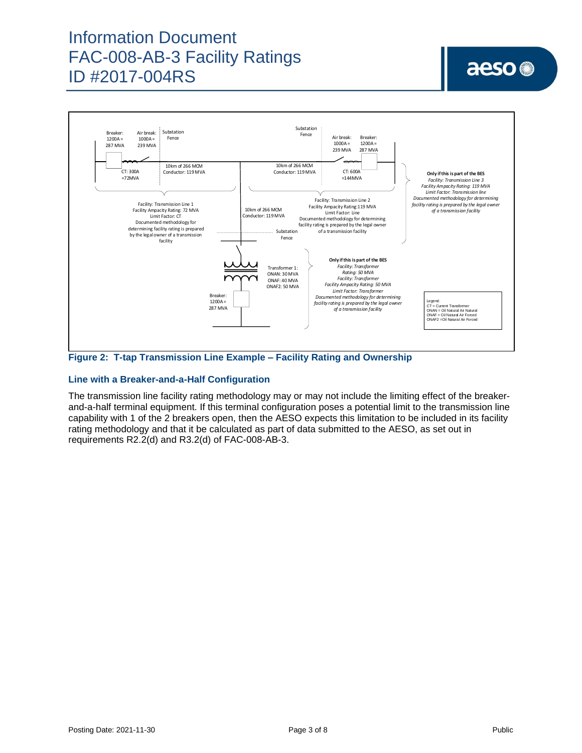Breaker: 1200A = 287 MVA

Air break: 1000A = 239 MVA

Substation Fence

CT: 300A =72MVA

10km of 266 MCM Conductor: 119 MVA

Facility: Transmission Line 1
Facility Ampacity Rating: 72 MVA
Limit Factor: CT
Documented methodology for determining facility rating is prepared by the legal owner of a transmission facility

10km of 266 MCM Conductor: 119 MVA

Substation Fence

Air break: 1000A = 239 MVA

Breaker: 1200A = 287 MVA

CT: 600A =144MVA

10km of 266 MCM Conductor: 119 MVA

Facility: Transmission Line 2
Facility Ampacity Rating:119 MVA
Limit Factor: Line
Documented methodology for determining facility rating is prepared by the legal owner of a transmission facility

**Only if this is part of the BES**
*Facility: Transmission Line 3*
*Facility Ampacity Rating: 119 MVA*
*Limit Factor: Transmission line*
*Documented methodology for determining facility rating is prepared by the legal owner of a transmission facility*

Substation Fence

Transformer 1:
ONAN: 30 MVA
ONAF: 40 MVA
ONAF2: 50 MVA

Breaker: 1200A = 287 MVA

**Only if this is part of the BES**
*Facility: Transformer*
*Rating: 50 MVA*
*Facility: Transformer*
*Facility Ampacity Rating: 50 MVA*
*Limit Factor: Transformer*
*Documented methodology for determining facility rating is prepared by the legal owner of a transmission facility*

Legend:
CT = Current Transformer
ONAN = Oil Natural Air Natural
ONAF = Oil Natural Air Forced
ONAF2 =Oil Natural Air Forced

**Figure 2: T-tap Transmission Line Example – Facility Rating and Ownership**

### Line with a Breaker-and-a-Half Configuration

The transmission line facility rating methodology may or may not include the limiting effect of the breaker-and-a-half terminal equipment. If this terminal configuration poses a potential limit to the transmission line capability with 1 of the 2 breakers open, then the AESO expects this limitation to be included in its facility rating methodology and that it be calculated as part of data submitted to the AESO, as set out in requirements R2.2(d) and R3.2(d) of FAC-008-AB-3.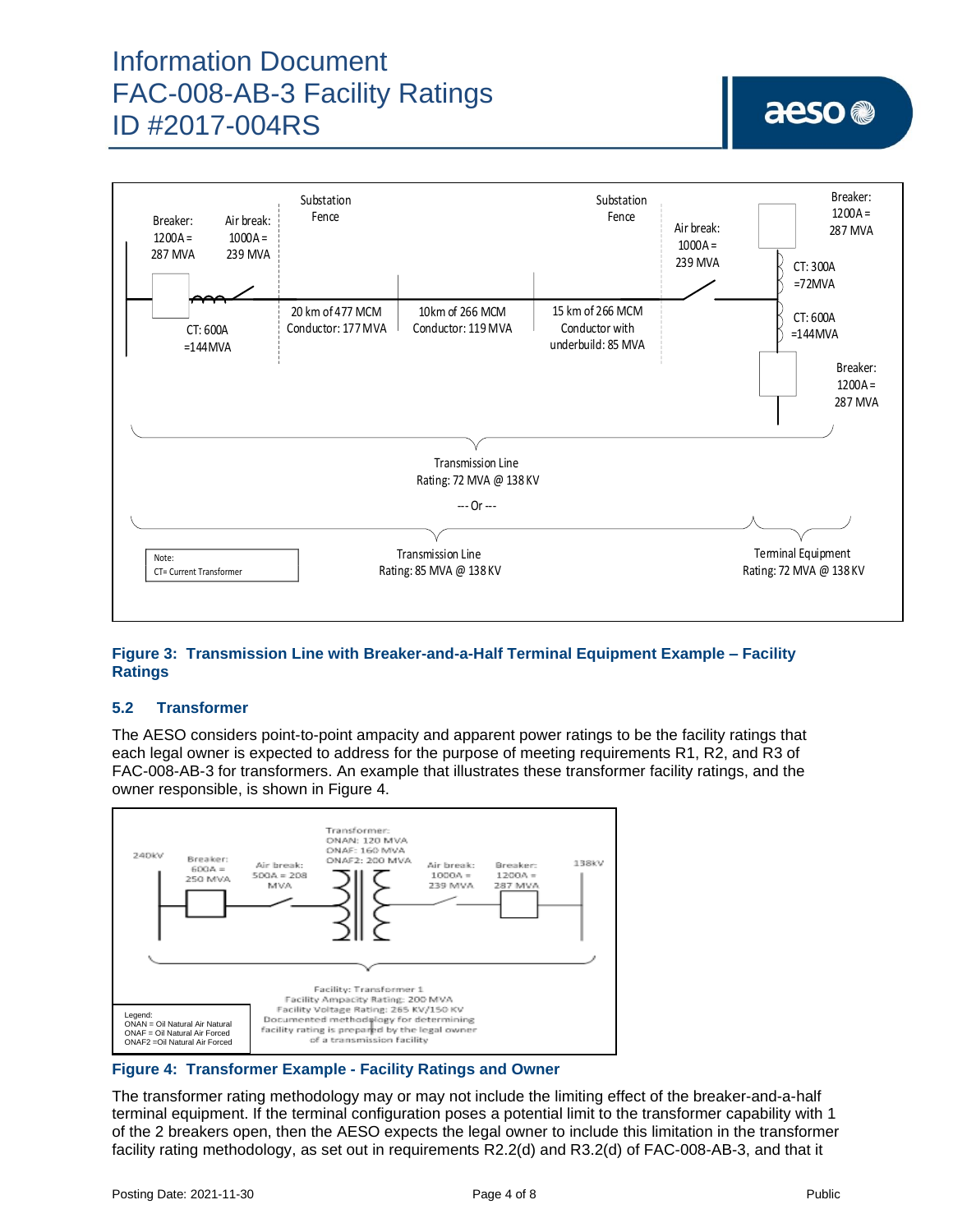Breaker: 1200A = 287 MVA

Air break: 1000A = 239 MVA

Substation Fence

CT: 600A =144MVA

20 km of 477 MCM Conductor: 177 MVA

10km of 266 MCM Conductor: 119 MVA

15 km of 266 MCM Conductor with underbuild: 85 MVA

Substation Fence

Air break: 1000A = 239 MVA

Breaker: 1200A = 287 MVA

CT: 300A =72MVA

CT: 600A =144MVA

Breaker: 1200A = 287 MVA

Transmission Line Rating: 72 MVA @ 138 KV

--- Or ---

Transmission Line Rating: 85 MVA @ 138 KV

Terminal Equipment Rating: 72 MVA @ 138 KV

Note: CT= Current Transformer

**Figure 3: Transmission Line with Breaker-and-a-Half Terminal Equipment Example – Facility Ratings**

### 5.2 Transformer

The AESO considers point-to-point ampacity and apparent power ratings to be the facility ratings that each legal owner is expected to address for the purpose of meeting requirements R1, R2, and R3 of FAC-008-AB-3 for transformers. An example that illustrates these transformer facility ratings, and the owner responsible, is shown in Figure 4.

240kV

Breaker: 600A = 250 MVA

Air break: 500A = 208 MVA

Transformer: ONAN: 120 MVA ONAF: 160 MVA ONAF2: 200 MVA

Air break: 1000A = 239 MVA

Breaker: 1200A = 287 MVA

138kV

Facility: Transformer 1
Facility Ampacity Rating: 200 MVA
Facility Voltage Rating: 265 KV/150 KV
Documented methodology for determining facility rating is prepared by the legal owner of a transmission facility

Legend:
ONAN = Oil Natural Air Natural
ONAF = Oil Natural Air Forced
ONAF2 =Oil Natural Air Forced

**Figure 4: Transformer Example - Facility Ratings and Owner**

The transformer rating methodology may or may not include the limiting effect of the breaker-and-a-half terminal equipment. If the terminal configuration poses a potential limit to the transformer capability with 1 of the 2 breakers open, then the AESO expects the legal owner to include this limitation in the transformer facility rating methodology, as set out in requirements R2.2(d) and R3.2(d) of FAC-008-AB-3, and that it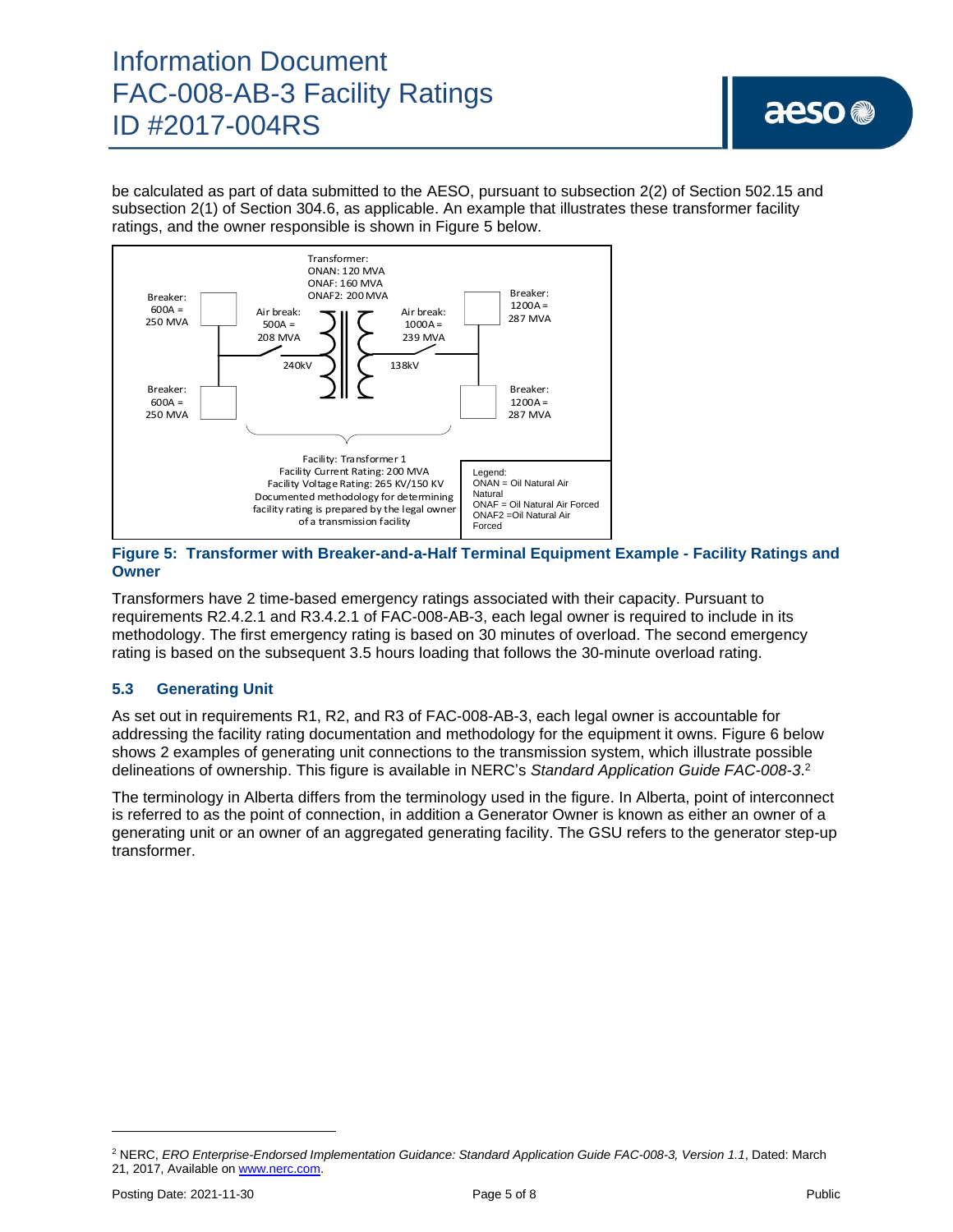be calculated as part of data submitted to the AESO, pursuant to subsection 2(2) of Section 502.15 and subsection 2(1) of Section 304.6, as applicable. An example that illustrates these transformer facility ratings, and the owner responsible is shown in Figure 5 below.

Transformer:
ONAN: 120 MVA
ONAF: 160 MVA
ONAF2: 200 MVA

Breaker: 600A = 250 MVA

Air break: 500A = 208 MVA

Air break: 1000A = 239 MVA

Breaker: 1200A = 287 MVA

240kV

138kV

Breaker: 600A = 250 MVA

Breaker: 1200A = 287 MVA

Facility: Transformer 1
Facility Current Rating: 200 MVA
Facility Voltage Rating: 265 KV/150 KV
Documented methodology for determining facility rating is prepared by the legal owner of a transmission facility

Legend:
ONAN = Oil Natural Air Natural
ONAF = Oil Natural Air Forced
ONAF2 =Oil Natural Air Forced

**Figure 5: Transformer with Breaker-and-a-Half Terminal Equipment Example - Facility Ratings and Owner**

Transformers have 2 time-based emergency ratings associated with their capacity. Pursuant to requirements R2.4.2.1 and R3.4.2.1 of FAC-008-AB-3, each legal owner is required to include in its methodology. The first emergency rating is based on 30 minutes of overload. The second emergency rating is based on the subsequent 3.5 hours loading that follows the 30-minute overload rating.

### 5.3 Generating Unit

As set out in requirements R1, R2, and R3 of FAC-008-AB-3, each legal owner is accountable for addressing the facility rating documentation and methodology for the equipment it owns. Figure 6 below shows 2 examples of generating unit connections to the transmission system, which illustrate possible delineations of ownership. This figure is available in NERC's *Standard Application Guide FAC-008-3*.[2]

The terminology in Alberta differs from the terminology used in the figure. In Alberta, point of interconnect is referred to as the point of connection, in addition a Generator Owner is known as either an owner of a generating unit or an owner of an aggregated generating facility. The GSU refers to the generator step-up transformer.

---

[2] NERC, *ERO Enterprise-Endorsed Implementation Guidance: Standard Application Guide FAC-008-3, Version 1.1*, Dated: March 21, 2017, Available on www.nerc.com.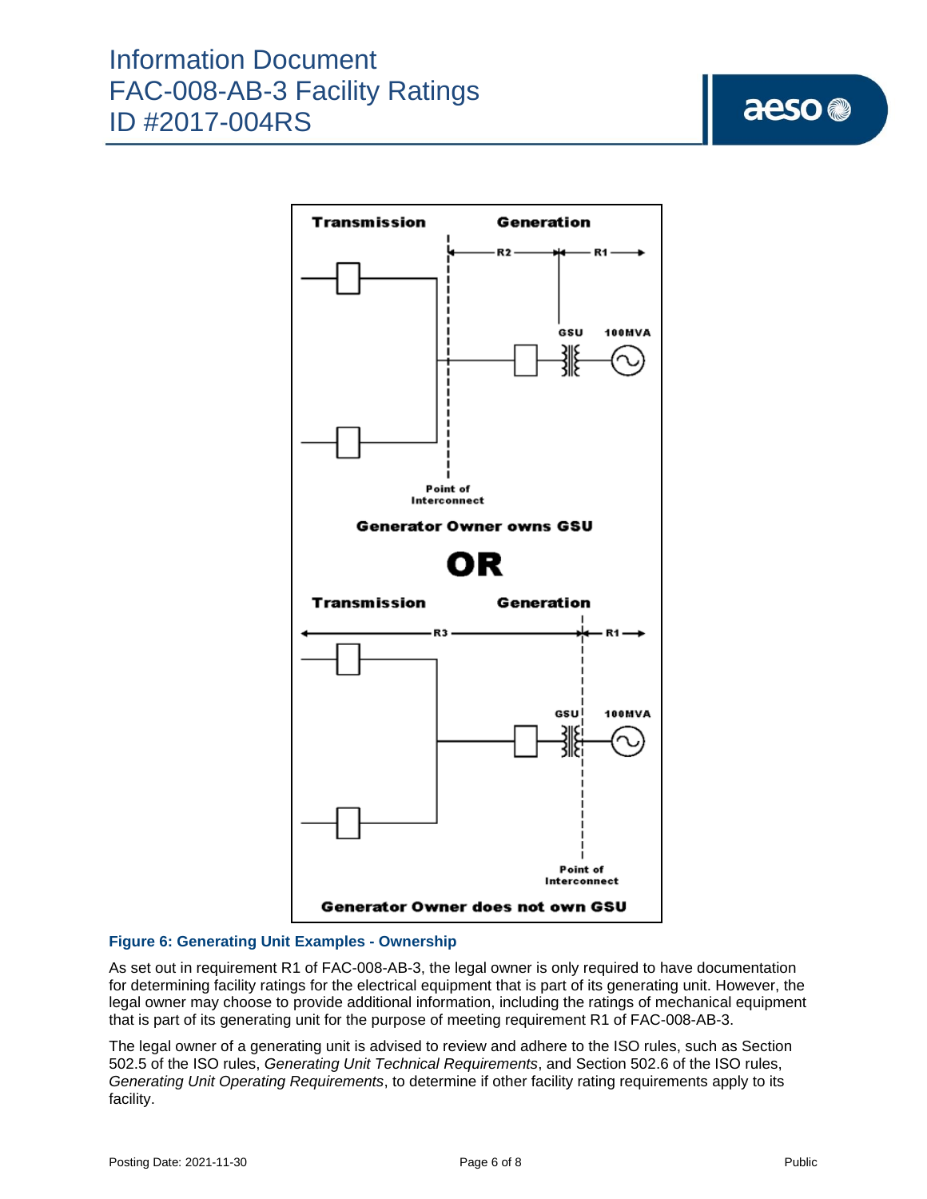**Figure 6: Generating Unit Examples - Ownership**

As set out in requirement R1 of FAC-008-AB-3, the legal owner is only required to have documentation for determining facility ratings for the electrical equipment that is part of its generating unit. However, the legal owner may choose to provide additional information, including the ratings of mechanical equipment that is part of its generating unit for the purpose of meeting requirement R1 of FAC-008-AB-3.

The legal owner of a generating unit is advised to review and adhere to the ISO rules, such as Section 502.5 of the ISO rules, *Generating Unit Technical Requirements*, and Section 502.6 of the ISO rules, *Generating Unit Operating Requirements*, to determine if other facility rating requirements apply to its facility.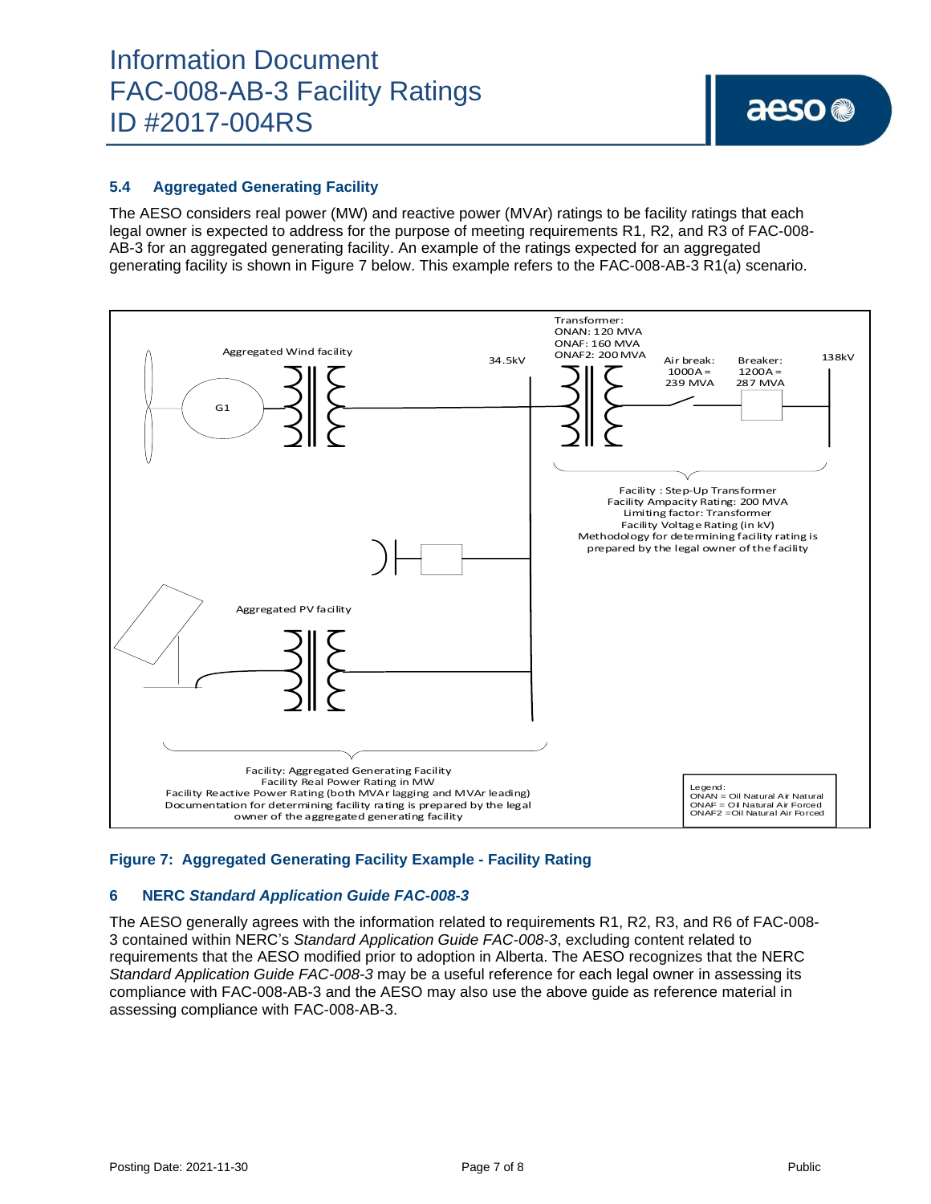### 5.4 Aggregated Generating Facility

The AESO considers real power (MW) and reactive power (MVAr) ratings to be facility ratings that each legal owner is expected to address for the purpose of meeting requirements R1, R2, and R3 of FAC-008-AB-3 for an aggregated generating facility. An example of the ratings expected for an aggregated generating facility is shown in Figure 7 below. This example refers to the FAC-008-AB-3 R1(a) scenario.

Transformer:
ONAN: 120 MVA
ONAF: 160 MVA
ONAF2: 200 MVA

Aggregated Wind facility

34.5kV

Air break: 1000A = 239 MVA

Breaker: 1200A = 287 MVA

138kV

G1

Facility : Step-Up Transformer
Facility Ampacity Rating: 200 MVA
Limiting factor: Transformer
Facility Voltage Rating (in kV)
Methodology for determining facility rating is prepared by the legal owner of the facility

Aggregated PV facility

Facility: Aggregated Generating Facility
Facility Real Power Rating in MW
Facility Reactive Power Rating (both MVAr lagging and MVAr leading)
Documentation for determining facility rating is prepared by the legal owner of the aggregated generating facility

Legend:
ONAN = Oil Natural Air Natural
ONAF = Oil Natural Air Forced
ONAF2 =Oil Natural Air Forced

**Figure 7: Aggregated Generating Facility Example - Facility Rating**

## 6 NERC *Standard Application Guide FAC-008-3*

The AESO generally agrees with the information related to requirements R1, R2, R3, and R6 of FAC-008-3 contained within NERC's *Standard Application Guide FAC-008-3*, excluding content related to requirements that the AESO modified prior to adoption in Alberta. The AESO recognizes that the NERC *Standard Application Guide FAC-008-3* may be a useful reference for each legal owner in assessing its compliance with FAC-008-AB-3 and the AESO may also use the above guide as reference material in assessing compliance with FAC-008-AB-3.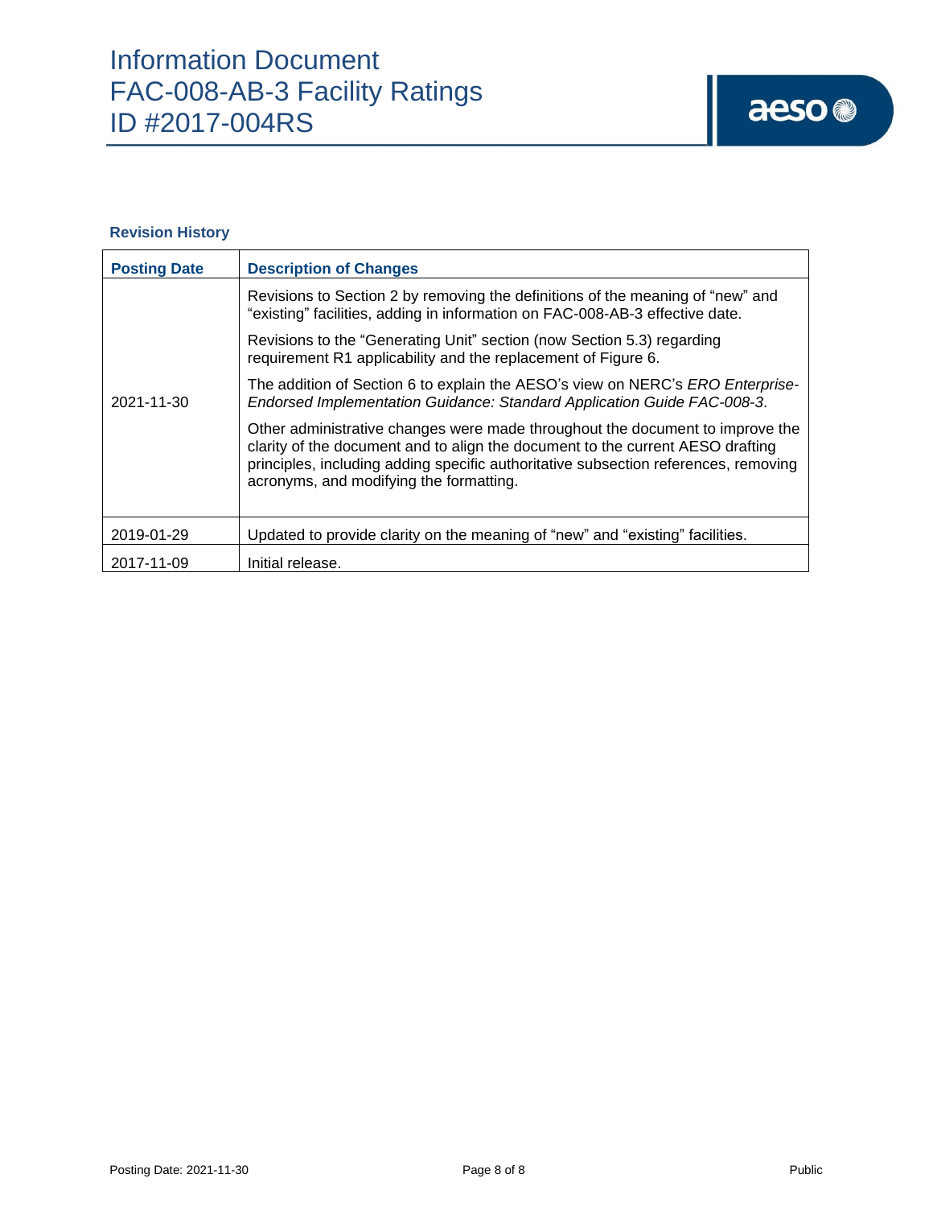### Revision History

| Posting Date | Description of Changes |
| --- | --- |
| 2021-11-30 | Revisions to Section 2 by removing the definitions of the meaning of "new" and "existing" facilities, adding in information on FAC-008-AB-3 effective date.<br><br>Revisions to the "Generating Unit" section (now Section 5.3) regarding requirement R1 applicability and the replacement of Figure 6.<br><br>The addition of Section 6 to explain the AESO's view on NERC's *ERO Enterprise-Endorsed Implementation Guidance: Standard Application Guide FAC-008-3*.<br><br>Other administrative changes were made throughout the document to improve the clarity of the document and to align the document to the current AESO drafting principles, including adding specific authoritative subsection references, removing acronyms, and modifying the formatting. |
| 2019-01-29 | Updated to provide clarity on the meaning of "new" and "existing" facilities. |
| 2017-11-09 | Initial release. |